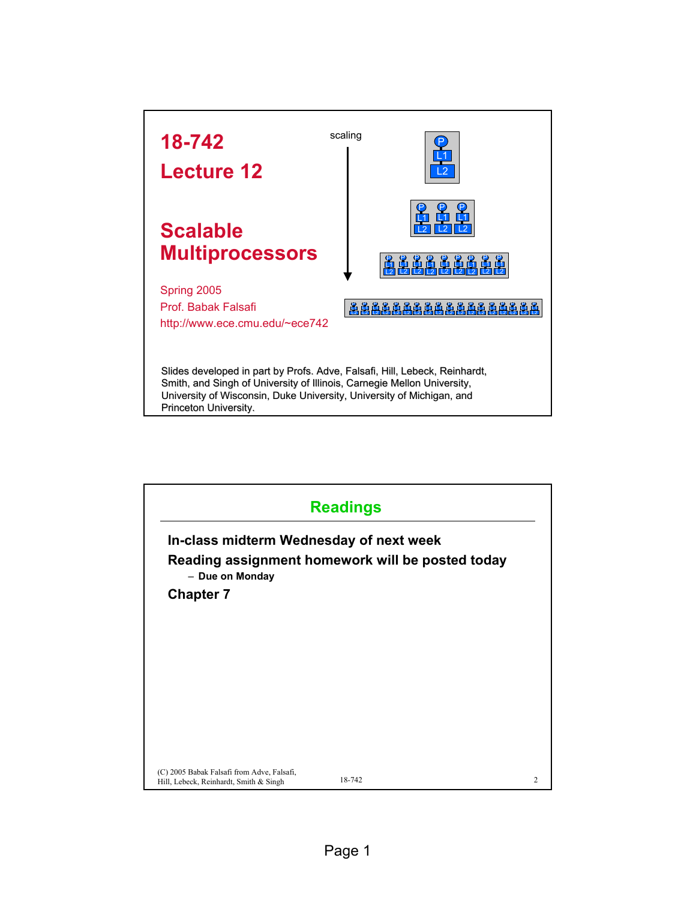# 18-742

# Lecture 12

## Scalable Multiprocessors

Spring 2005
Prof. Babak Falsafi
http://www.ece.cmu.edu/~ece742

scaling

P
L1
L2

Slides developed in part by Profs. Adve, Falsafi, Hill, Lebeck, Reinhardt, Smith, and Singh of University of Illinois, Carnegie Mellon University, University of Wisconsin, Duke University, University of Michigan, and Princeton University.

## Readings

**In-class midterm Wednesday of next week**

**Reading assignment homework will be posted today**

- **Due on Monday**

**Chapter 7**

(C) 2005 Babak Falsafi from Adve, Falsafi, Hill, Lebeck, Reinhardt, Smith & Singh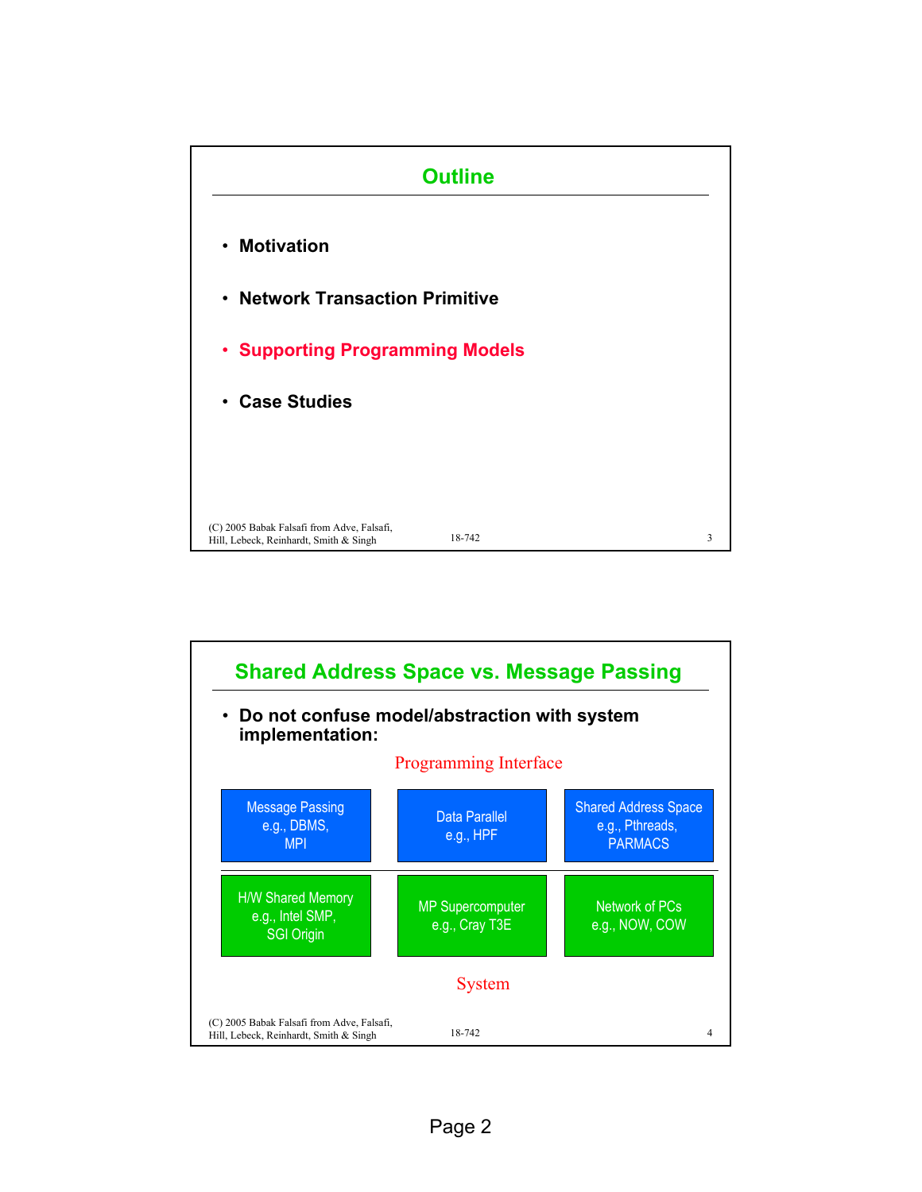## Outline

- Motivation
- Network Transaction Primitive
- Supporting Programming Models
- Case Studies

## Shared Address Space vs. Message Passing

- Do not confuse model/abstraction with system implementation:

Programming Interface

| | | |
|---|---|---|
| Message Passing e.g., DBMS, MPI | Data Parallel e.g., HPF | Shared Address Space e.g., Pthreads, PARMACS |
| H/W Shared Memory e.g., Intel SMP, SGI Origin | MP Supercomputer e.g., Cray T3E | Network of PCs e.g., NOW, COW |

System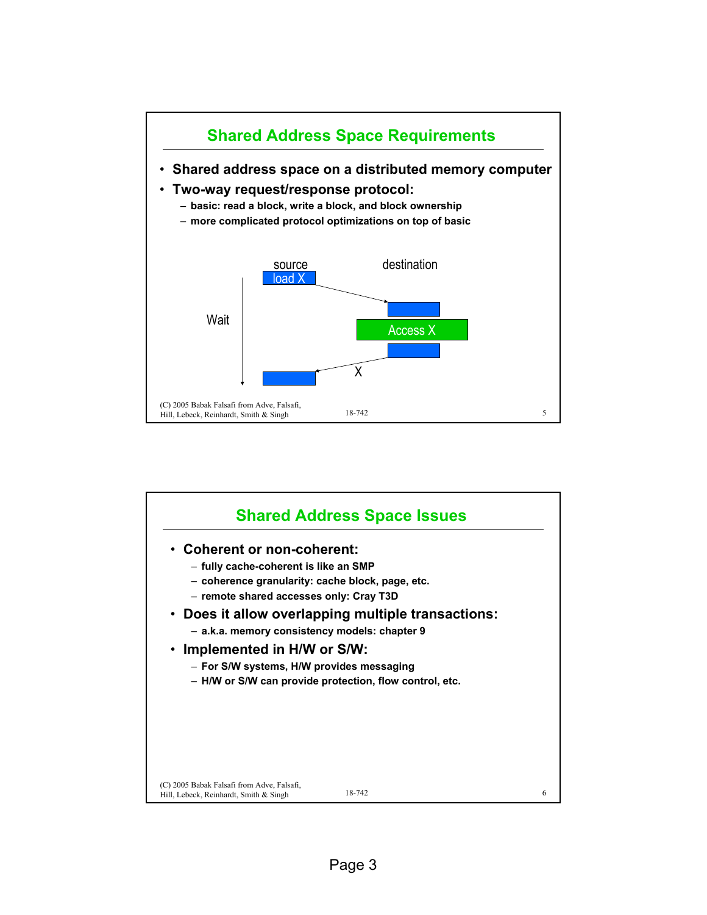## Shared Address Space Requirements

- **Shared address space on a distributed memory computer**
- **Two-way request/response protocol:**
  - **basic: read a block, write a block, and block ownership**
  - **more complicated protocol optimizations on top of basic**

source

load X

destination

Wait

Access X

X

## Shared Address Space Issues

- **Coherent or non-coherent:**
  - **fully cache-coherent is like an SMP**
  - **coherence granularity: cache block, page, etc.**
  - **remote shared accesses only: Cray T3D**
- **Does it allow overlapping multiple transactions:**
  - **a.k.a. memory consistency models: chapter 9**
- **Implemented in H/W or S/W:**
  - **For S/W systems, H/W provides messaging**
  - **H/W or S/W can provide protection, flow control, etc.**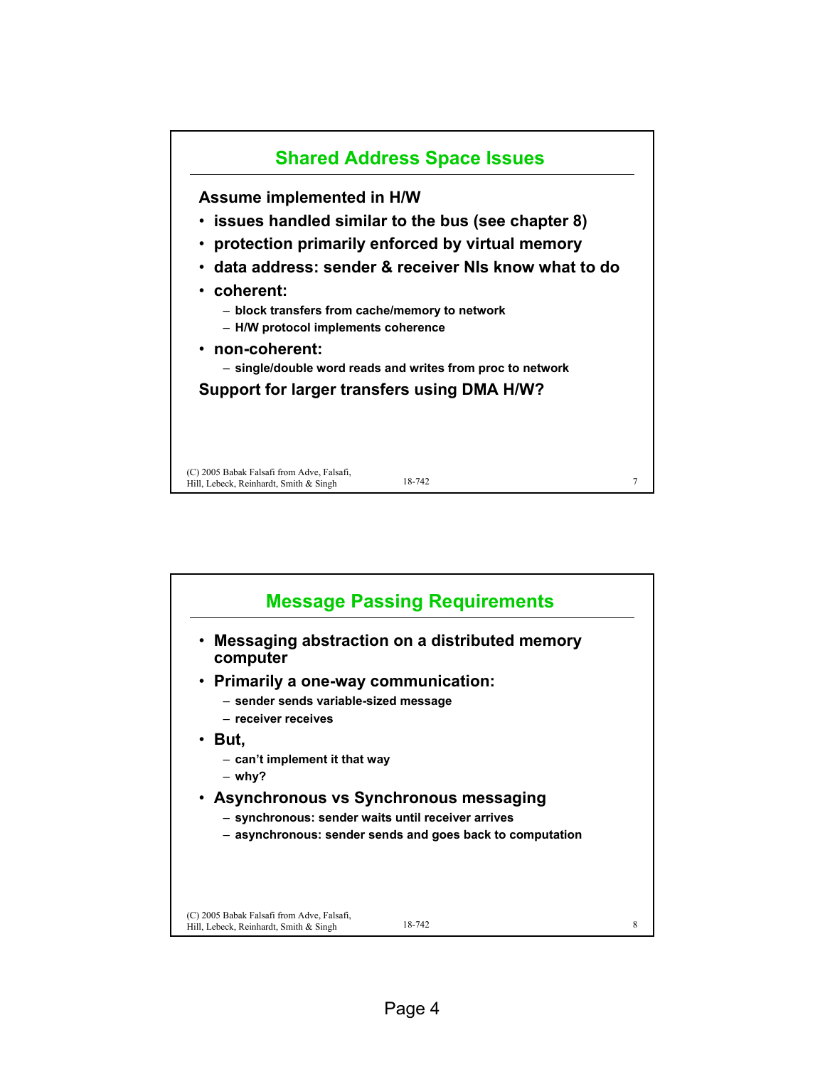## Shared Address Space Issues

**Assume implemented in H/W**

- **issues handled similar to the bus (see chapter 8)**
- **protection primarily enforced by virtual memory**
- **data address: sender & receiver NIs know what to do**
- **coherent:**
  - block transfers from cache/memory to network
  - H/W protocol implements coherence
- **non-coherent:**
  - single/double word reads and writes from proc to network

**Support for larger transfers using DMA H/W?**

(C) 2005 Babak Falsafi from Adve, Falsafi, Hill, Lebeck, Reinhardt, Smith & Singh

## Message Passing Requirements

- **Messaging abstraction on a distributed memory computer**
- **Primarily a one-way communication:**
  - sender sends variable-sized message
  - receiver receives
- **But,**
  - can't implement it that way
  - why?
- **Asynchronous vs Synchronous messaging**
  - synchronous: sender waits until receiver arrives
  - asynchronous: sender sends and goes back to computation

(C) 2005 Babak Falsafi from Adve, Falsafi, Hill, Lebeck, Reinhardt, Smith & Singh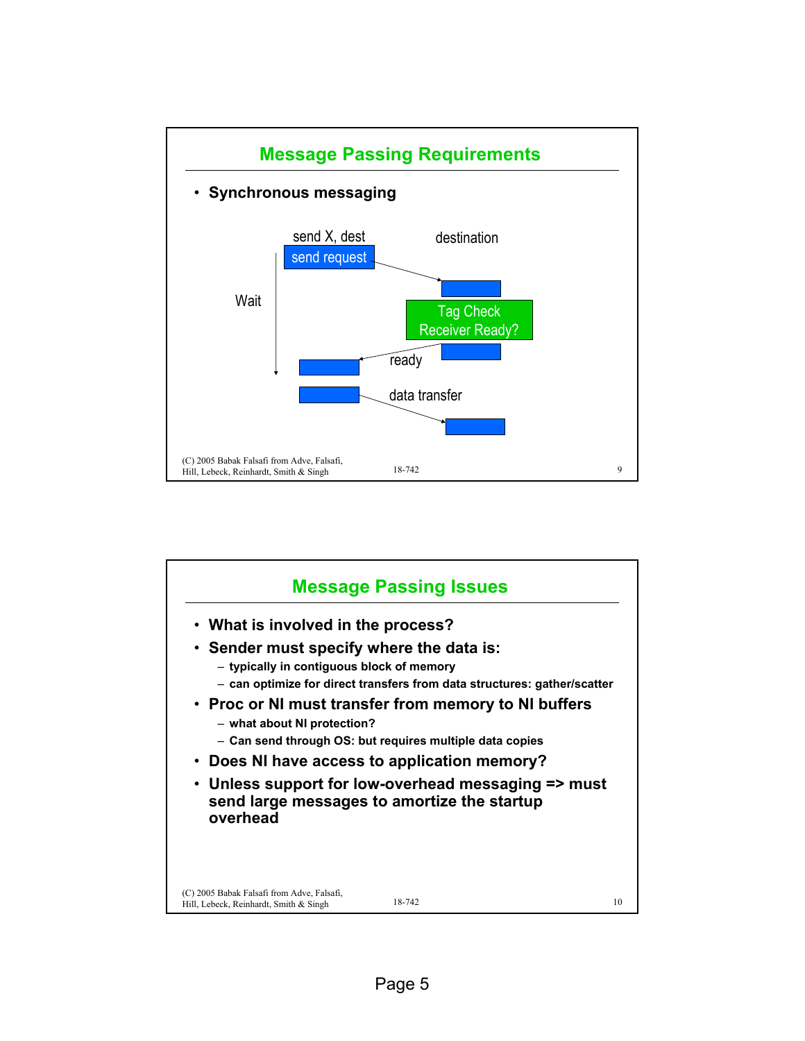## Message Passing Requirements

- **Synchronous messaging**

send X, dest

send request

destination

Wait

Tag Check
Receiver Ready?

ready

data transfer

## Message Passing Issues

- **What is involved in the process?**
- **Sender must specify where the data is:**
  - typically in contiguous block of memory
  - can optimize for direct transfers from data structures: gather/scatter
- **Proc or NI must transfer from memory to NI buffers**
  - what about NI protection?
  - Can send through OS: but requires multiple data copies
- **Does NI have access to application memory?**
- **Unless support for low-overhead messaging => must send large messages to amortize the startup overhead**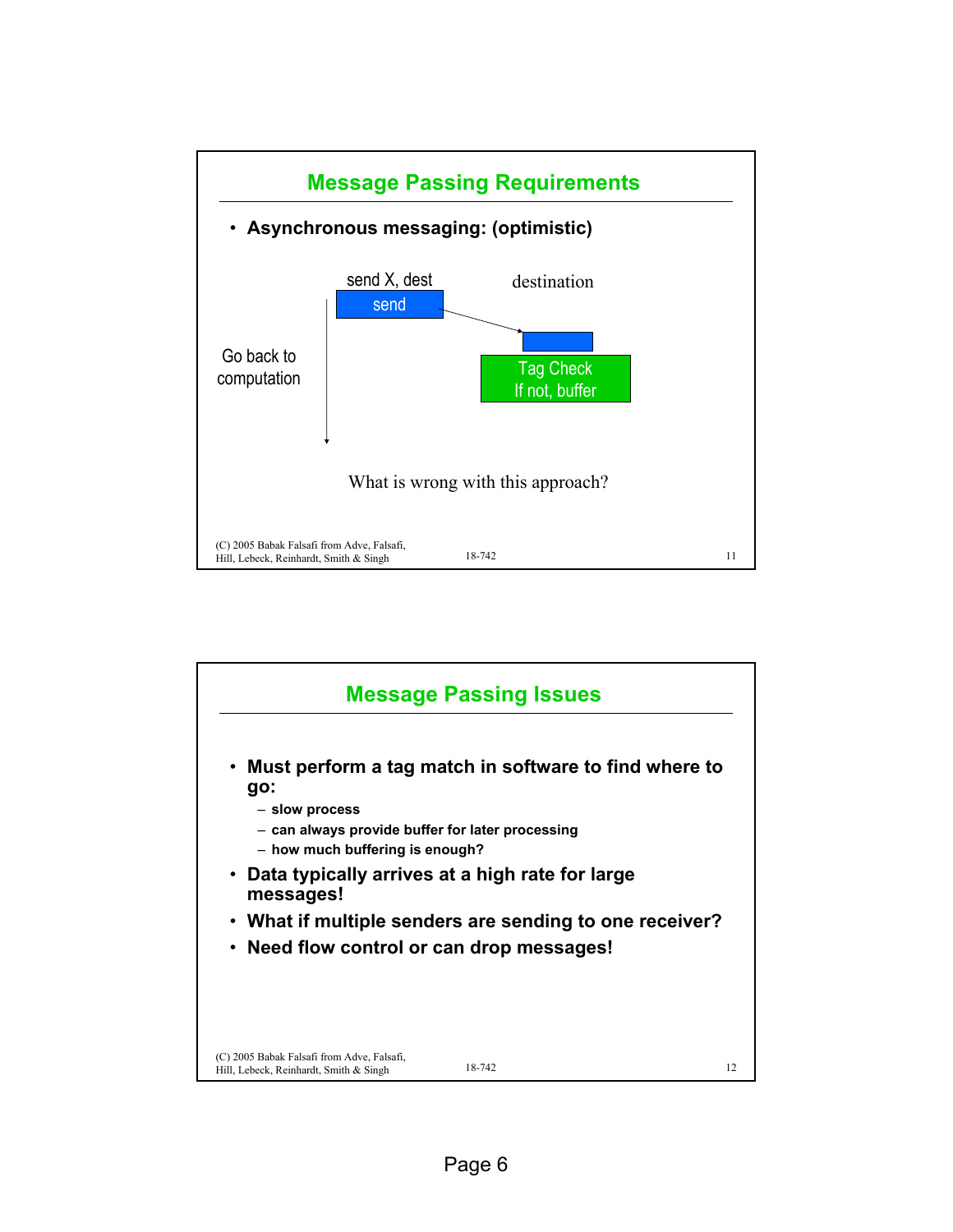## Message Passing Requirements

- **Asynchronous messaging: (optimistic)**

send X, dest

send

destination

Go back to computation

Tag Check
If not, buffer

What is wrong with this approach?

(C) 2005 Babak Falsafi from Adve, Falsafi, Hill, Lebeck, Reinhardt, Smith & Singh

## Message Passing Issues

- **Must perform a tag match in software to find where to go:**
  - **slow process**
  - **can always provide buffer for later processing**
  - **how much buffering is enough?**
- **Data typically arrives at a high rate for large messages!**
- **What if multiple senders are sending to one receiver?**
- **Need flow control or can drop messages!**

(C) 2005 Babak Falsafi from Adve, Falsafi, Hill, Lebeck, Reinhardt, Smith & Singh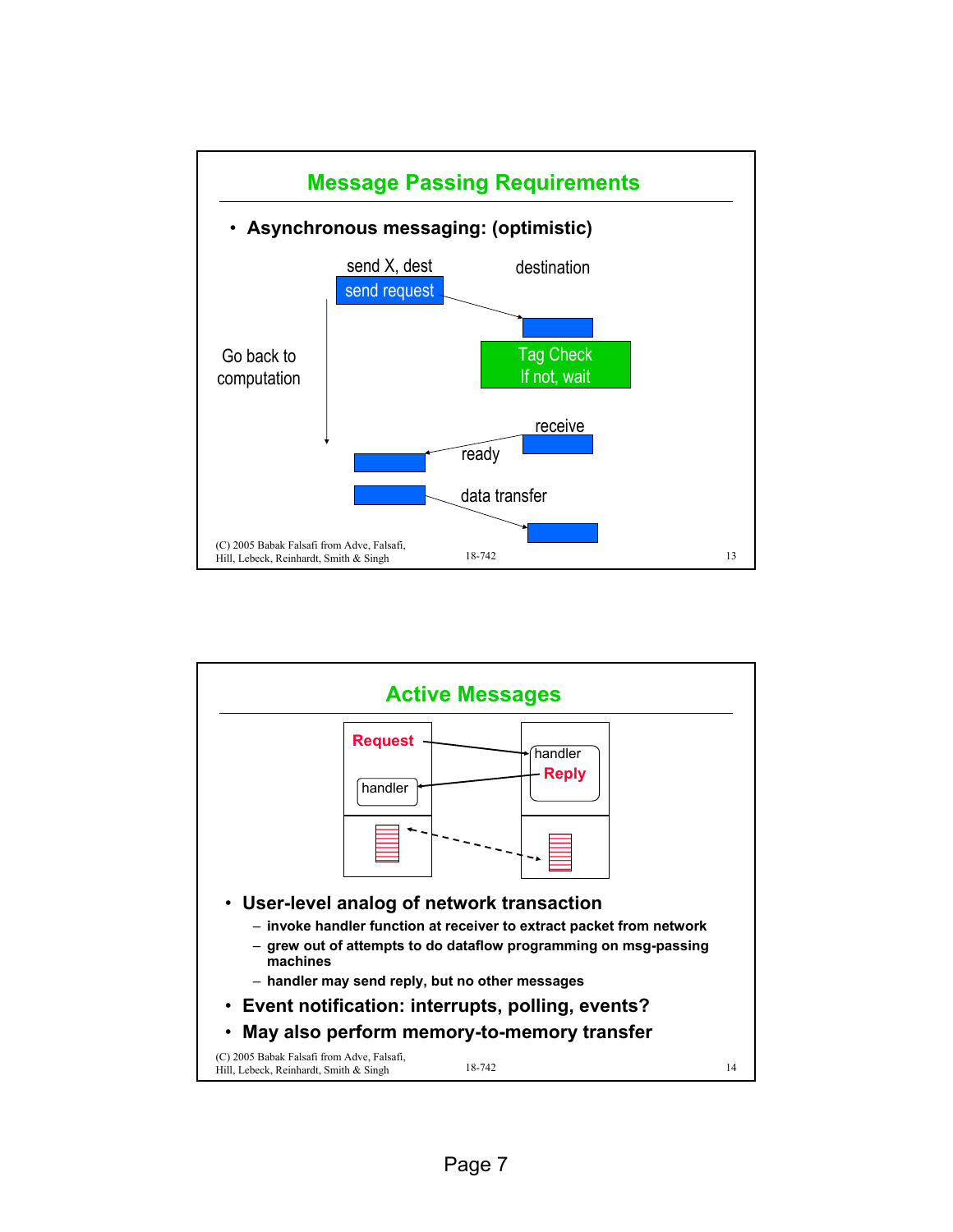## Message Passing Requirements

- **Asynchronous messaging: (optimistic)**

send X, dest

send request

destination

Tag Check
If not, wait

Go back to computation

receive

ready

data transfer

## Active Messages

Request

handler

handler

Reply

- **User-level analog of network transaction**
  - **invoke handler function at receiver to extract packet from network**
  - **grew out of attempts to do dataflow programming on msg-passing machines**
  - **handler may send reply, but no other messages**
- **Event notification: interrupts, polling, events?**
- **May also perform memory-to-memory transfer**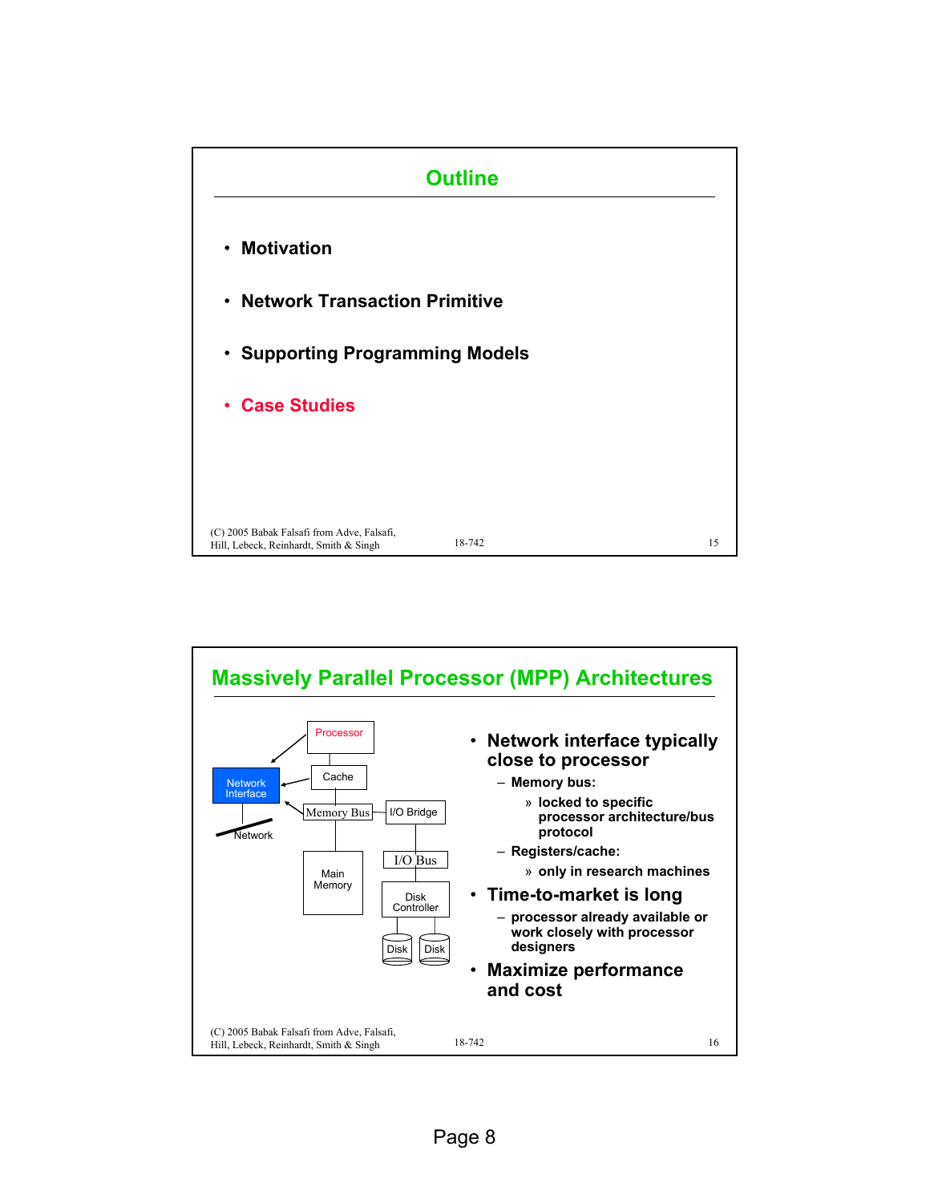## Outline

- **Motivation**
- **Network Transaction Primitive**
- **Supporting Programming Models**
- **Case Studies**

## Massively Parallel Processor (MPP) Architectures

Processor

Network Interface

Cache

Memory Bus

I/O Bridge

Network

Main Memory

I/O Bus

Disk Controller

Disk

Disk

- **Network interface typically close to processor**
  - **Memory bus:**
    - » **locked to specific processor architecture/bus protocol**
  - **Registers/cache:**
    - » **only in research machines**
- **Time-to-market is long**
  - **processor already available or work closely with processor designers**
- **Maximize performance and cost**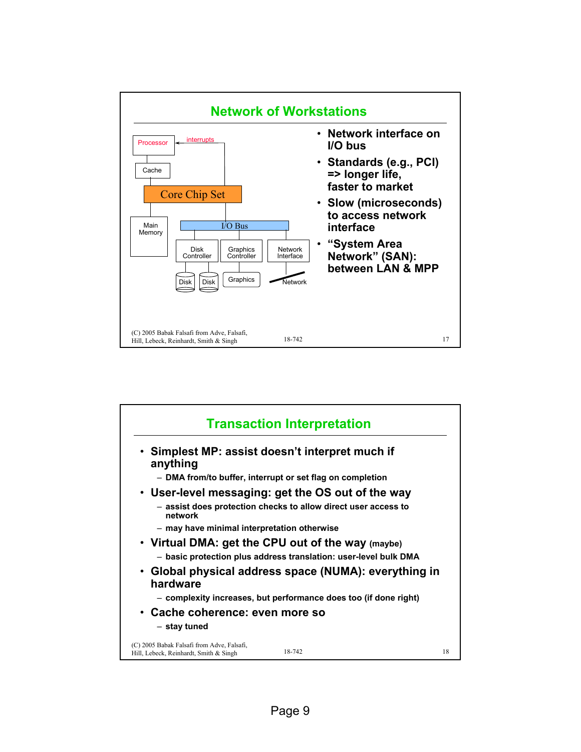## Network of Workstations

Processor — interrupts

Cache

Core Chip Set

Main Memory

I/O Bus

Disk Controller — Graphics Controller — Network Interface

Disk — Disk — Graphics — Network

- **Network interface on I/O bus**
- **Standards (e.g., PCI) => longer life, faster to market**
- **Slow (microseconds) to access network interface**
- **"System Area Network" (SAN): between LAN & MPP**

(C) 2005 Babak Falsafi from Adve, Falsafi, Hill, Lebeck, Reinhardt, Smith & Singh

18-742

## Transaction Interpretation

- **Simplest MP: assist doesn't interpret much if anything**
  - DMA from/to buffer, interrupt or set flag on completion
- **User-level messaging: get the OS out of the way**
  - assist does protection checks to allow direct user access to network
  - may have minimal interpretation otherwise
- **Virtual DMA: get the CPU out of the way** (maybe)
  - basic protection plus address translation: user-level bulk DMA
- **Global physical address space (NUMA): everything in hardware**
  - complexity increases, but performance does too (if done right)
- **Cache coherence: even more so**
  - stay tuned

(C) 2005 Babak Falsafi from Adve, Falsafi, Hill, Lebeck, Reinhardt, Smith & Singh

18-742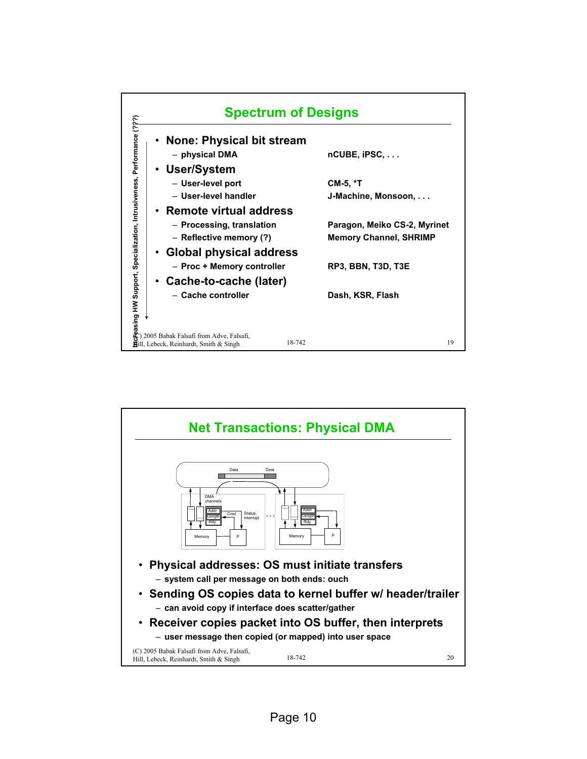## Spectrum of Designs

Increasing HW Support, Specialization, Intrusiveness, Performance (???)

- **None: Physical bit stream**
  - physical DMA — nCUBE, iPSC, . . .
- **User/System**
  - User-level port — CM-5, *T
  - User-level handler — J-Machine, Monsoon, . . .
- **Remote virtual address**
  - Processing, translation — Paragon, Meiko CS-2, Myrinet
  - Reflective memory (?) — Memory Channel, SHRIMP
- **Global physical address**
  - Proc + Memory controller — RP3, BBN, T3D, T3E
- **Cache-to-cache (later)**
  - Cache controller — Dash, KSR, Flash

(C) 2005 Babak Falsafi from Adve, Falsafi, Hill, Lebeck, Reinhardt, Smith & Singh

## Net Transactions: Physical DMA

- **Physical addresses: OS must initiate transfers**
  - system call per message on both ends: ouch
- **Sending OS copies data to kernel buffer w/ header/trailer**
  - can avoid copy if interface does scatter/gather
- **Receiver copies packet into OS buffer, then interprets**
  - user message then copied (or mapped) into user space

(C) 2005 Babak Falsafi from Adve, Falsafi, Hill, Lebeck, Reinhardt, Smith & Singh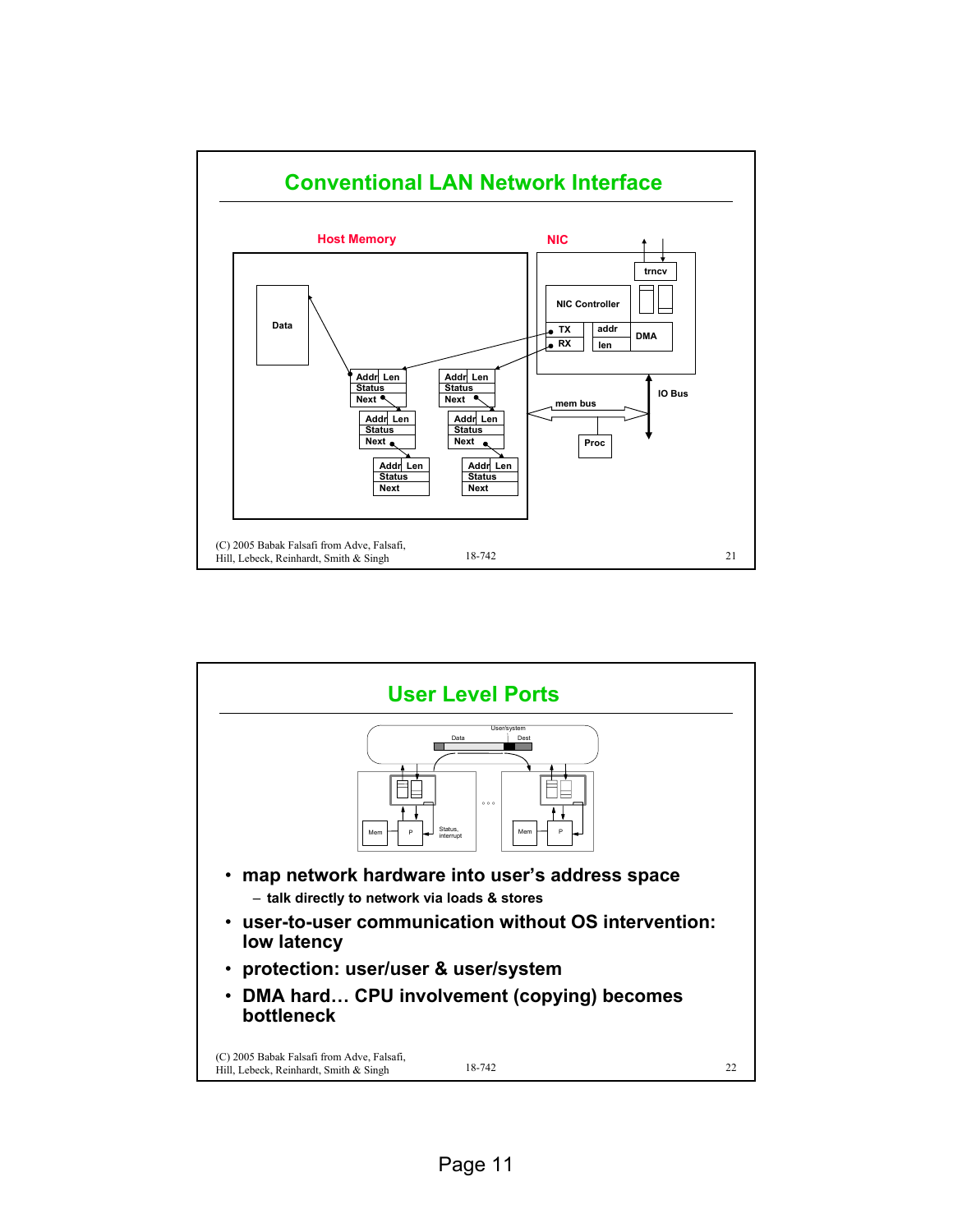## Conventional LAN Network Interface

Host Memory

NIC

trncv

NIC Controller

TX

RX

addr

len

DMA

Data

Addr Len
Status
Next

IO Bus

mem bus

Proc

(C) 2005 Babak Falsafi from Adve, Falsafi, Hill, Lebeck, Reinhardt, Smith & Singh

## User Level Ports

User/system

Data

Dest

Mem

P

Status, interrupt

- **map network hardware into user's address space**
  - talk directly to network via loads & stores
- **user-to-user communication without OS intervention: low latency**
- **protection: user/user & user/system**
- **DMA hard… CPU involvement (copying) becomes bottleneck**

(C) 2005 Babak Falsafi from Adve, Falsafi, Hill, Lebeck, Reinhardt, Smith & Singh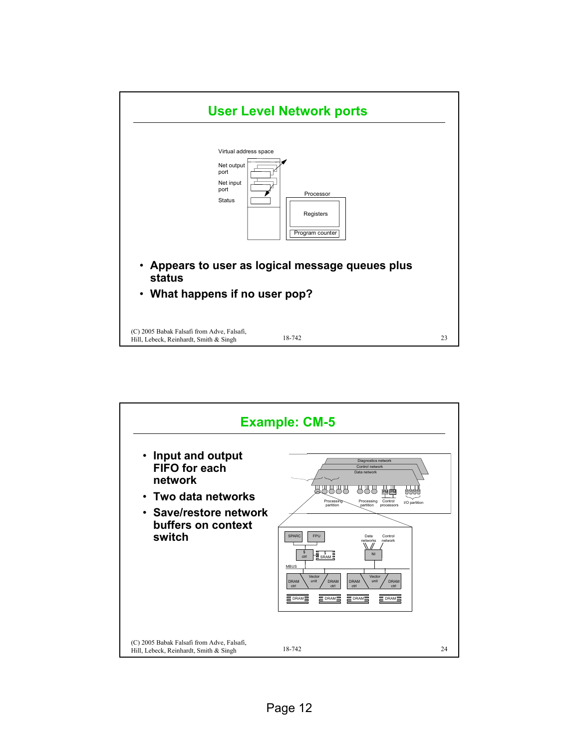## User Level Network ports

Virtual address space

Net output port

Net input port

Status

Processor

Registers

Program counter

- **Appears to user as logical message queues plus status**
- **What happens if no user pop?**

(C) 2005 Babak Falsafi from Adve, Falsafi, Hill, Lebeck, Reinhardt, Smith & Singh

18-742

## Example: CM-5

- **Input and output FIFO for each network**
- **Two data networks**
- **Save/restore network buffers on context switch**

Diagnostics network

Control network

Data network

PM PM

Processing partition

Processing partition

Control processors

I/O partition

SPARC

FPU

$ ctrl

$ SRAM

Data networks

Control network

NI

MBUS

DRAM ctrl

Vector unit

DRAM ctrl

DRAM ctrl

Vector unit

DRAM ctrl

DRAM

DRAM

DRAM

DRAM

(C) 2005 Babak Falsafi from Adve, Falsafi, Hill, Lebeck, Reinhardt, Smith & Singh

18-742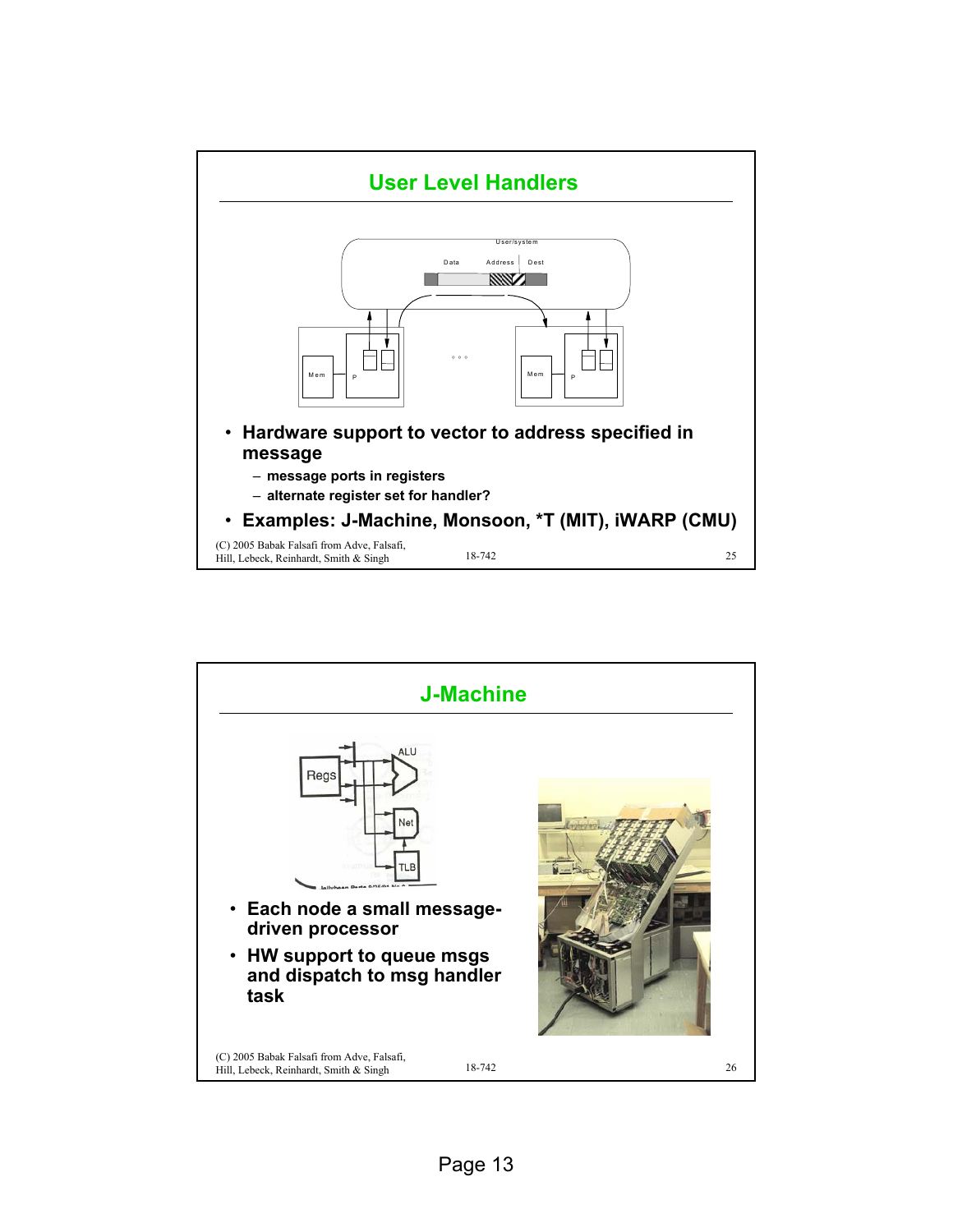## User Level Handlers

User/system

Data Address Dest

Mem P

Mem P

- **Hardware support to vector to address specified in message**
  - **message ports in registers**
  - **alternate register set for handler?**
- **Examples: J-Machine, Monsoon, *T (MIT), iWARP (CMU)**

(C) 2005 Babak Falsafi from Adve, Falsafi, Hill, Lebeck, Reinhardt, Smith & Singh 18-742

## J-Machine

Regs ALU Net TLB

- **Each node a small message-driven processor**
- **HW support to queue msgs and dispatch to msg handler task**

(C) 2005 Babak Falsafi from Adve, Falsafi, Hill, Lebeck, Reinhardt, Smith & Singh 18-742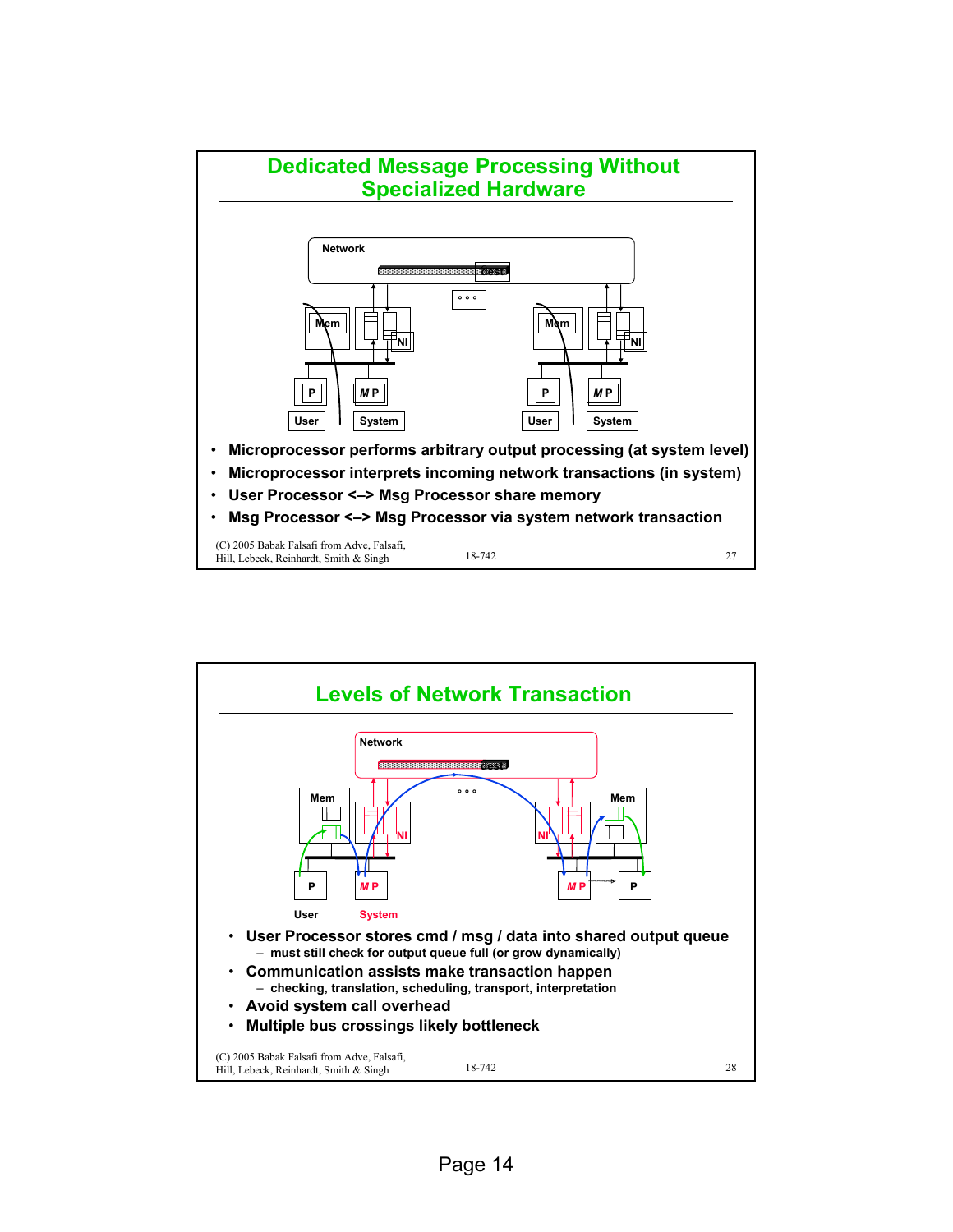## Dedicated Message Processing Without Specialized Hardware

Network

dest

° ° °

Mem

NI

P

M P

User

System

Mem

NI

P

M P

User

System

- Microprocessor performs arbitrary output processing (at system level)
- Microprocessor interprets incoming network transactions (in system)
- User Processor <–> Msg Processor share memory
- Msg Processor <–> Msg Processor via system network transaction

(C) 2005 Babak Falsafi from Adve, Falsafi, Hill, Lebeck, Reinhardt, Smith & Singh

18-742

## Levels of Network Transaction

Network

dest

° ° °

Mem

NI

P

M P

User

System

NI

M P

P

Mem

- User Processor stores cmd / msg / data into shared output queue
  - must still check for output queue full (or grow dynamically)
- Communication assists make transaction happen
  - checking, translation, scheduling, transport, interpretation
- Avoid system call overhead
- Multiple bus crossings likely bottleneck

(C) 2005 Babak Falsafi from Adve, Falsafi, Hill, Lebeck, Reinhardt, Smith & Singh

18-742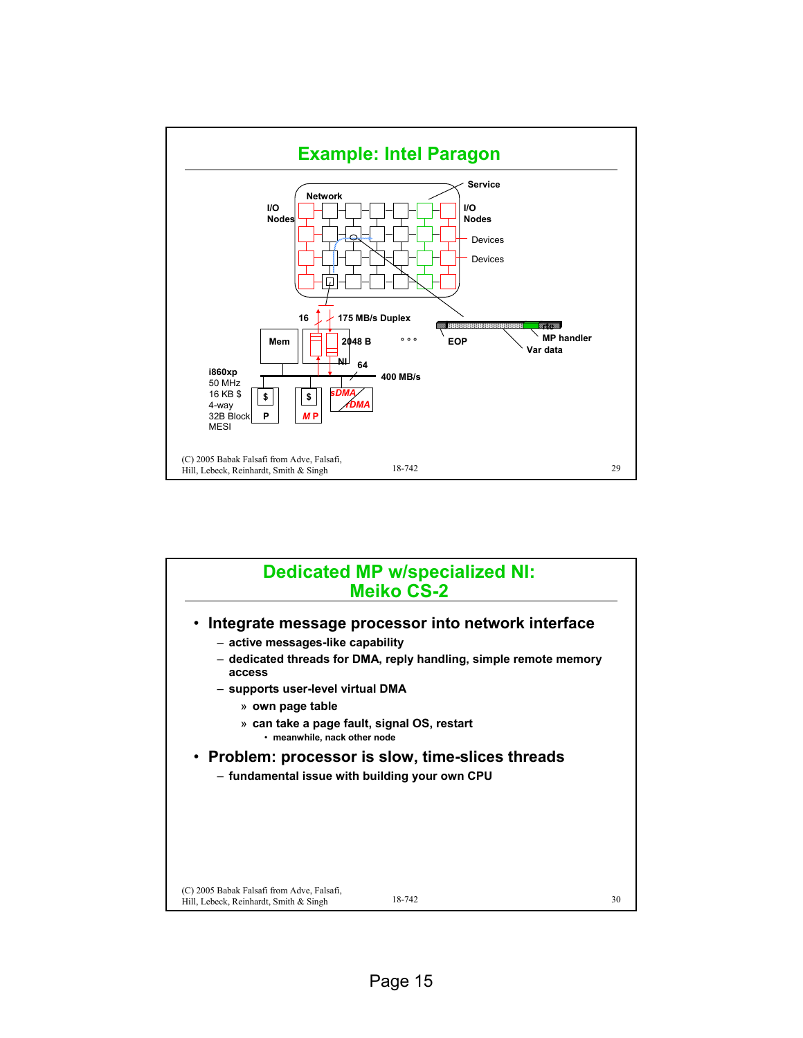## Example: Intel Paragon

Network

I/O Nodes

Service

I/O Nodes

Devices

Devices

16

175 MB/s Duplex

Mem

2048 B

° ° °

EOP

MP handler

Var data

NI

64

400 MB/s

i860xp
50 MHz
16 KB $
4-way
32B Block
MESI

$

P

$

M P

sDMA

rDMA

(C) 2005 Babak Falsafi from Adve, Falsafi, Hill, Lebeck, Reinhardt, Smith & Singh

18-742

## Dedicated MP w/specialized NI: Meiko CS-2

- **Integrate message processor into network interface**
  - active messages-like capability
  - dedicated threads for DMA, reply handling, simple remote memory access
  - supports user-level virtual DMA
    - » own page table
    - » can take a page fault, signal OS, restart
      - meanwhile, nack other node
- **Problem: processor is slow, time-slices threads**
  - fundamental issue with building your own CPU

(C) 2005 Babak Falsafi from Adve, Falsafi, Hill, Lebeck, Reinhardt, Smith & Singh

18-742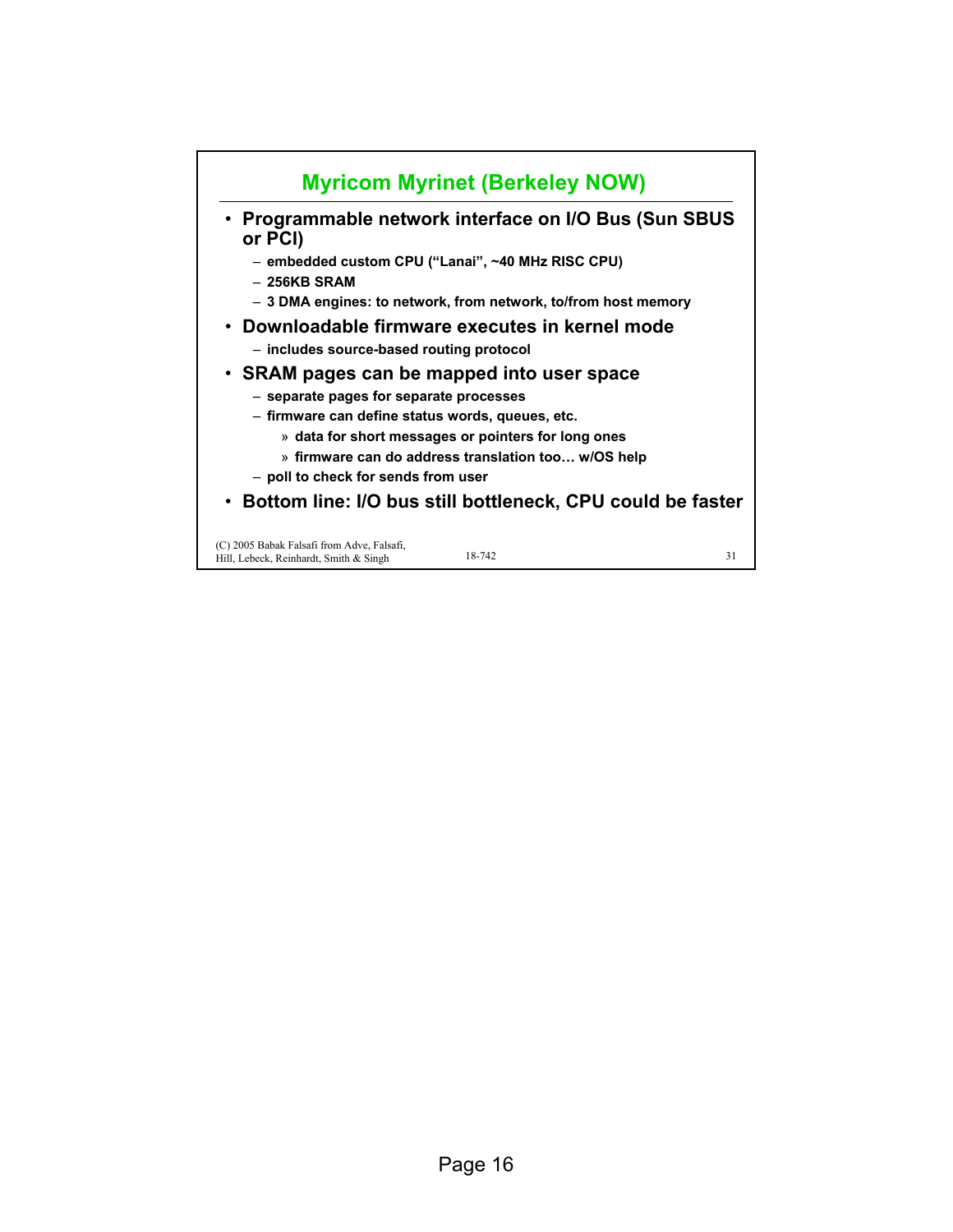## Myricom Myrinet (Berkeley NOW)

- **Programmable network interface on I/O Bus (Sun SBUS or PCI)**
  - **embedded custom CPU (“Lanai”, ~40 MHz RISC CPU)**
  - **256KB SRAM**
  - **3 DMA engines: to network, from network, to/from host memory**
- **Downloadable firmware executes in kernel mode**
  - **includes source-based routing protocol**
- **SRAM pages can be mapped into user space**
  - **separate pages for separate processes**
  - **firmware can define status words, queues, etc.**
    - **data for short messages or pointers for long ones**
    - **firmware can do address translation too… w/OS help**
  - **poll to check for sends from user**
- **Bottom line: I/O bus still bottleneck, CPU could be faster**

(C) 2005 Babak Falsafi from Adve, Falsafi, Hill, Lebeck, Reinhardt, Smith & Singh